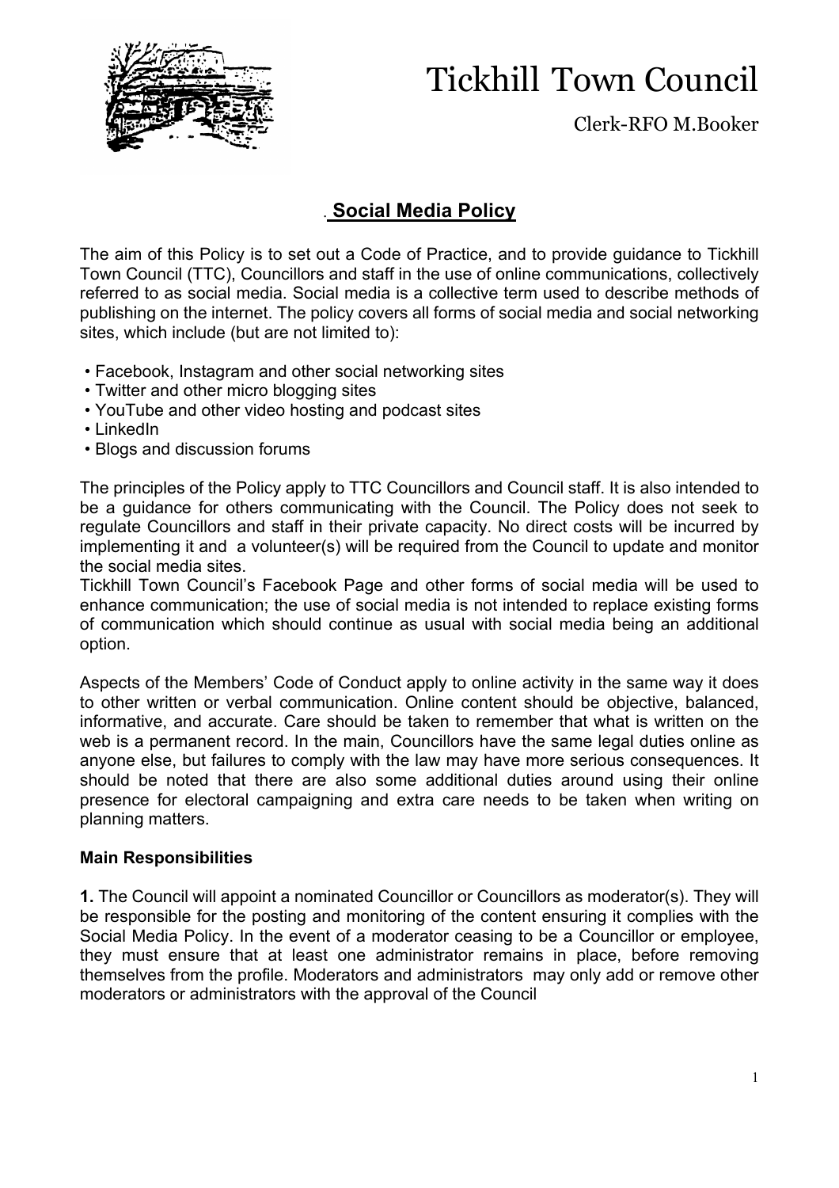# Tickhill Town Council

Clerk-RFO M.Booker

## Social Media Policy

The aim of this Policy is to set out a Code of Practice, and to provide guidance to Tickhill Town Council (TTC), Councillors and staff in the use of online communications, collectively referred to as social media. Social media is a collective term used to describe methods of publishing on the internet. The policy covers all forms of social media and social networking sites, which include (but are not limited to):

- Facebook, Instagram and other social networking sites
- Twitter and other micro blogging sites
- YouTube and other video hosting and podcast sites
- LinkedIn
- Blogs and discussion forums

The principles of the Policy apply to TTC Councillors and Council staff. It is also intended to be a guidance for others communicating with the Council. The Policy does not seek to regulate Councillors and staff in their private capacity. No direct costs will be incurred by implementing it and a volunteer(s) will be required from the Council to update and monitor the social media sites.
Tickhill Town Council's Facebook Page and other forms of social media will be used to enhance communication; the use of social media is not intended to replace existing forms of communication which should continue as usual with social media being an additional option.

Aspects of the Members' Code of Conduct apply to online activity in the same way it does to other written or verbal communication. Online content should be objective, balanced, informative, and accurate. Care should be taken to remember that what is written on the web is a permanent record. In the main, Councillors have the same legal duties online as anyone else, but failures to comply with the law may have more serious consequences. It should be noted that there are also some additional duties around using their online presence for electoral campaigning and extra care needs to be taken when writing on planning matters.

**Main Responsibilities**

**1.** The Council will appoint a nominated Councillor or Councillors as moderator(s). They will be responsible for the posting and monitoring of the content ensuring it complies with the Social Media Policy. In the event of a moderator ceasing to be a Councillor or employee, they must ensure that at least one administrator remains in place, before removing themselves from the profile. Moderators and administrators may only add or remove other moderators or administrators with the approval of the Council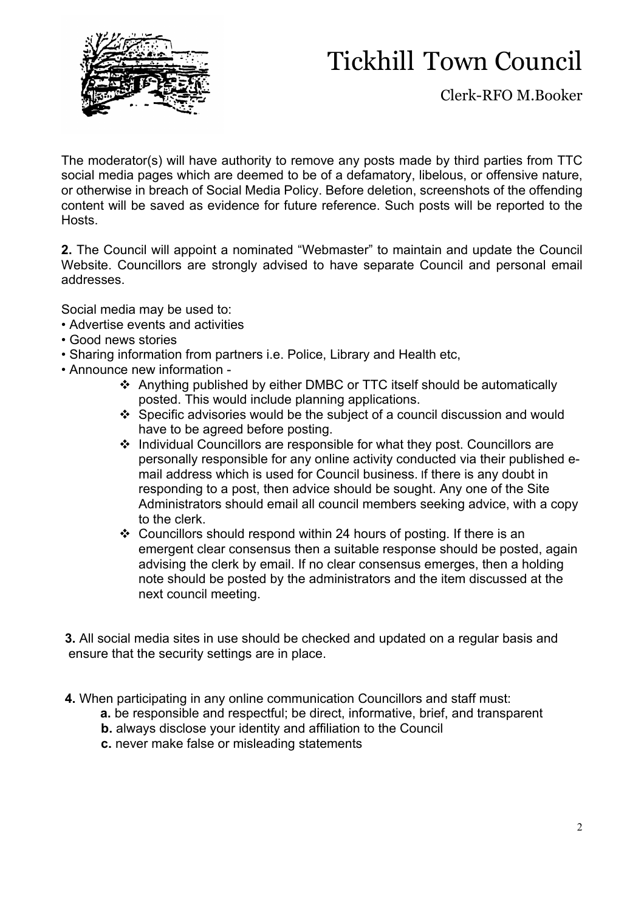The moderator(s) will have authority to remove any posts made by third parties from TTC social media pages which are deemed to be of a defamatory, libelous, or offensive nature, or otherwise in breach of Social Media Policy. Before deletion, screenshots of the offending content will be saved as evidence for future reference. Such posts will be reported to the Hosts.

**2.** The Council will appoint a nominated "Webmaster" to maintain and update the Council Website. Councillors are strongly advised to have separate Council and personal email addresses.

Social media may be used to:

- Advertise events and activities
- Good news stories
- Sharing information from partners i.e. Police, Library and Health etc,
- Announce new information -
  - Anything published by either DMBC or TTC itself should be automatically posted. This would include planning applications.
  - Specific advisories would be the subject of a council discussion and would have to be agreed before posting.
  - Individual Councillors are responsible for what they post. Councillors are personally responsible for any online activity conducted via their published e-mail address which is used for Council business. If there is any doubt in responding to a post, then advice should be sought. Any one of the Site Administrators should email all council members seeking advice, with a copy to the clerk.
  - Councillors should respond within 24 hours of posting. If there is an emergent clear consensus then a suitable response should be posted, again advising the clerk by email. If no clear consensus emerges, then a holding note should be posted by the administrators and the item discussed at the next council meeting.

**3.** All social media sites in use should be checked and updated on a regular basis and ensure that the security settings are in place.

**4.** When participating in any online communication Councillors and staff must:

**a.** be responsible and respectful; be direct, informative, brief, and transparent
**b.** always disclose your identity and affiliation to the Council
**c.** never make false or misleading statements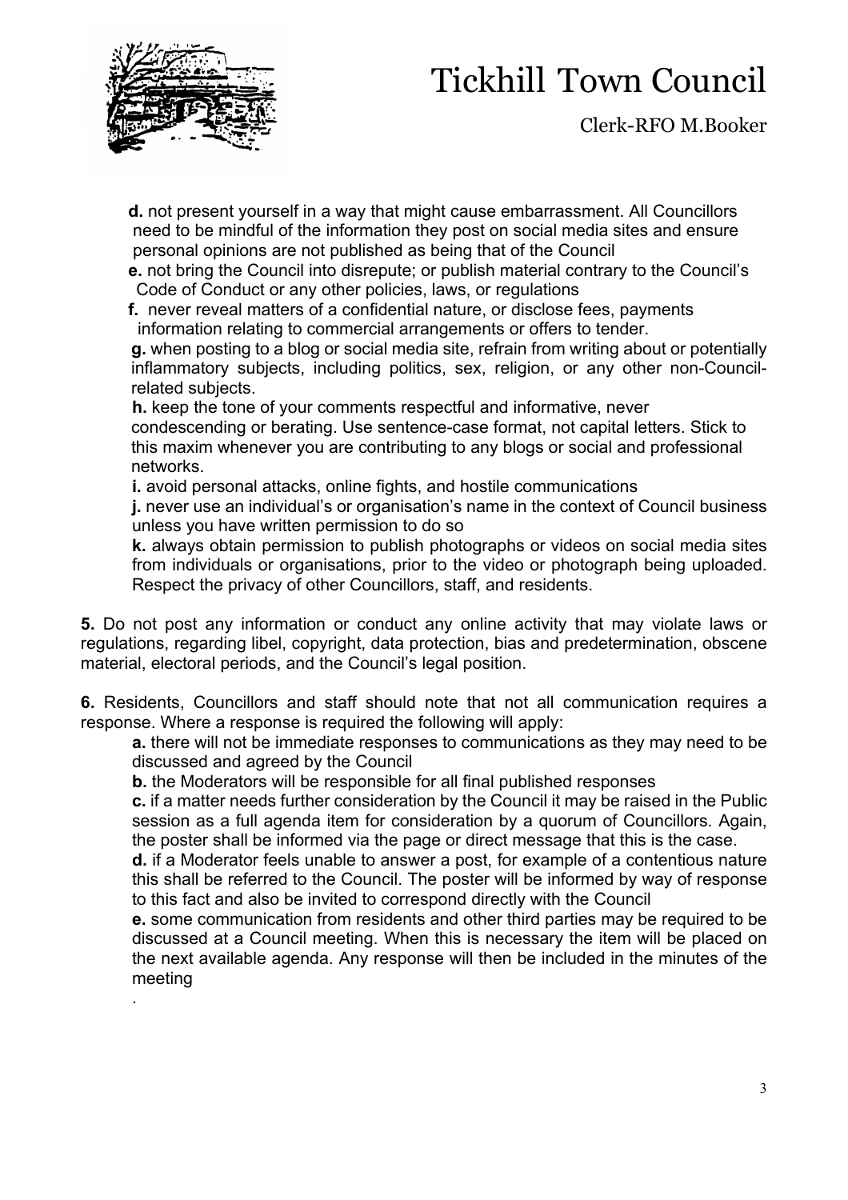**d.** not present yourself in a way that might cause embarrassment. All Councillors need to be mindful of the information they post on social media sites and ensure personal opinions are not published as being that of the Council

**e.** not bring the Council into disrepute; or publish material contrary to the Council's Code of Conduct or any other policies, laws, or regulations

**f.** never reveal matters of a confidential nature, or disclose fees, payments information relating to commercial arrangements or offers to tender.

**g.** when posting to a blog or social media site, refrain from writing about or potentially inflammatory subjects, including politics, sex, religion, or any other non-Council-related subjects.

**h.** keep the tone of your comments respectful and informative, never condescending or berating. Use sentence-case format, not capital letters. Stick to this maxim whenever you are contributing to any blogs or social and professional networks.

**i.** avoid personal attacks, online fights, and hostile communications

**j.** never use an individual's or organisation's name in the context of Council business unless you have written permission to do so

**k.** always obtain permission to publish photographs or videos on social media sites from individuals or organisations, prior to the video or photograph being uploaded. Respect the privacy of other Councillors, staff, and residents.

**5.** Do not post any information or conduct any online activity that may violate laws or regulations, regarding libel, copyright, data protection, bias and predetermination, obscene material, electoral periods, and the Council's legal position.

**6.** Residents, Councillors and staff should note that not all communication requires a response. Where a response is required the following will apply:

**a.** there will not be immediate responses to communications as they may need to be discussed and agreed by the Council

**b.** the Moderators will be responsible for all final published responses

**c.** if a matter needs further consideration by the Council it may be raised in the Public session as a full agenda item for consideration by a quorum of Councillors. Again, the poster shall be informed via the page or direct message that this is the case.

**d.** if a Moderator feels unable to answer a post, for example of a contentious nature this shall be referred to the Council. The poster will be informed by way of response to this fact and also be invited to correspond directly with the Council

**e.** some communication from residents and other third parties may be required to be discussed at a Council meeting. When this is necessary the item will be placed on the next available agenda. Any response will then be included in the minutes of the meeting

.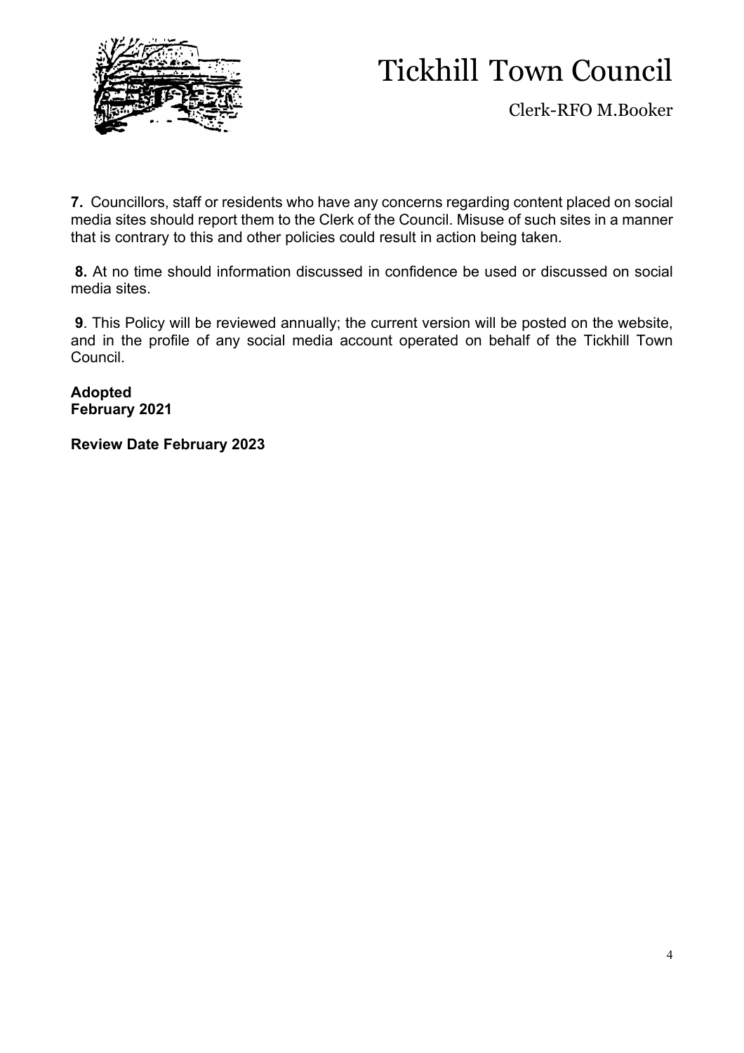**7.** Councillors, staff or residents who have any concerns regarding content placed on social media sites should report them to the Clerk of the Council. Misuse of such sites in a manner that is contrary to this and other policies could result in action being taken.

**8.** At no time should information discussed in confidence be used or discussed on social media sites.

**9**. This Policy will be reviewed annually; the current version will be posted on the website, and in the profile of any social media account operated on behalf of the Tickhill Town Council.

**Adopted**
**February 2021**

**Review Date February 2023**